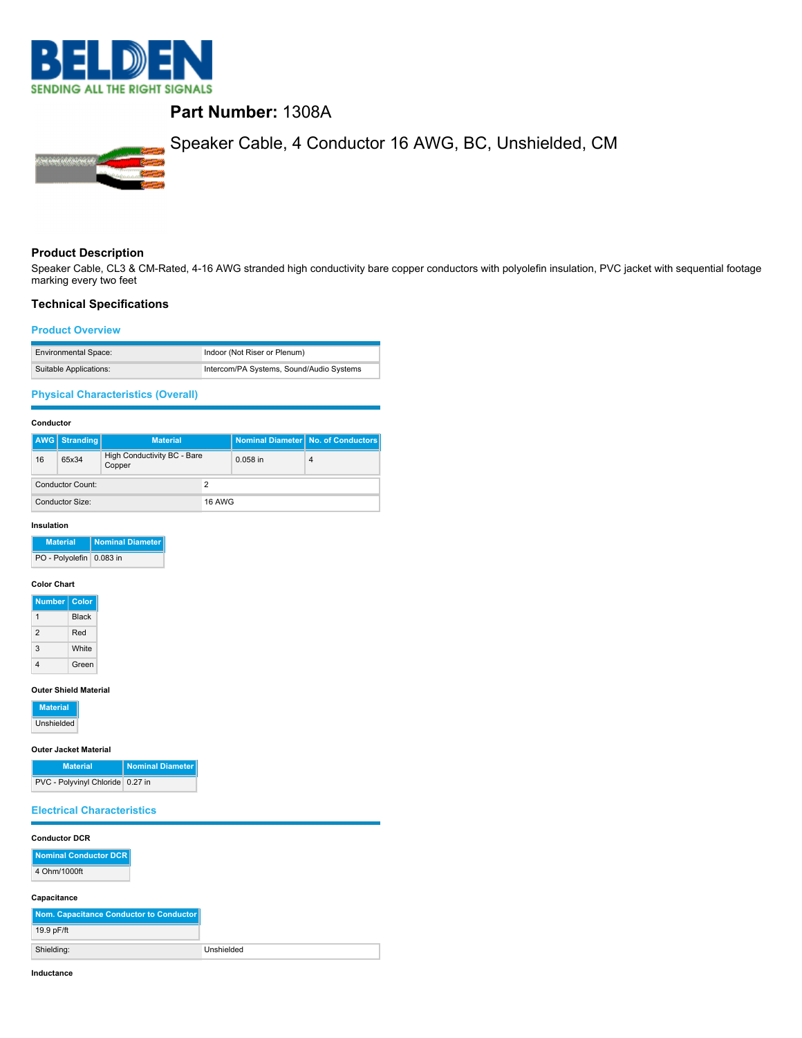BELDEN

SENDING ALL THE RIGHT SIGNALS

# **Part Number:** 1308A

Speaker Cable, 4 Conductor 16 AWG, BC, Unshielded, CM

## Product Description

Speaker Cable, CL3 & CM-Rated, 4-16 AWG stranded high conductivity bare copper conductors with polyolefin insulation, PVC jacket with sequential footage marking every two feet

## Technical Specifications

### Product Overview

| | |
|---|---|
| Environmental Space: | Indoor (Not Riser or Plenum) |
| Suitable Applications: | Intercom/PA Systems, Sound/Audio Systems |

### Physical Characteristics (Overall)

**Conductor**

| AWG | Stranding | Material | Nominal Diameter | No. of Conductors |
|---|---|---|---|---|
| 16 | 65x34 | High Conductivity BC - Bare Copper | 0.058 in | 4 |

| | |
|---|---|
| Conductor Count: | 2 |
| Conductor Size: | 16 AWG |

**Insulation**

| Material | Nominal Diameter |
|---|---|
| PO - Polyolefin | 0.083 in |

**Color Chart**

| Number | Color |
|---|---|
| 1 | Black |
| 2 | Red |
| 3 | White |
| 4 | Green |

**Outer Shield Material**

| Material |
|---|
| Unshielded |

**Outer Jacket Material**

| Material | Nominal Diameter |
|---|---|
| PVC - Polyvinyl Chloride | 0.27 in |

### Electrical Characteristics

**Conductor DCR**

| Nominal Conductor DCR |
|---|
| 4 Ohm/1000ft |

**Capacitance**

| Nom. Capacitance Conductor to Conductor |
|---|
| 19.9 pF/ft |

| | |
|---|---|
| Shielding: | Unshielded |

**Inductance**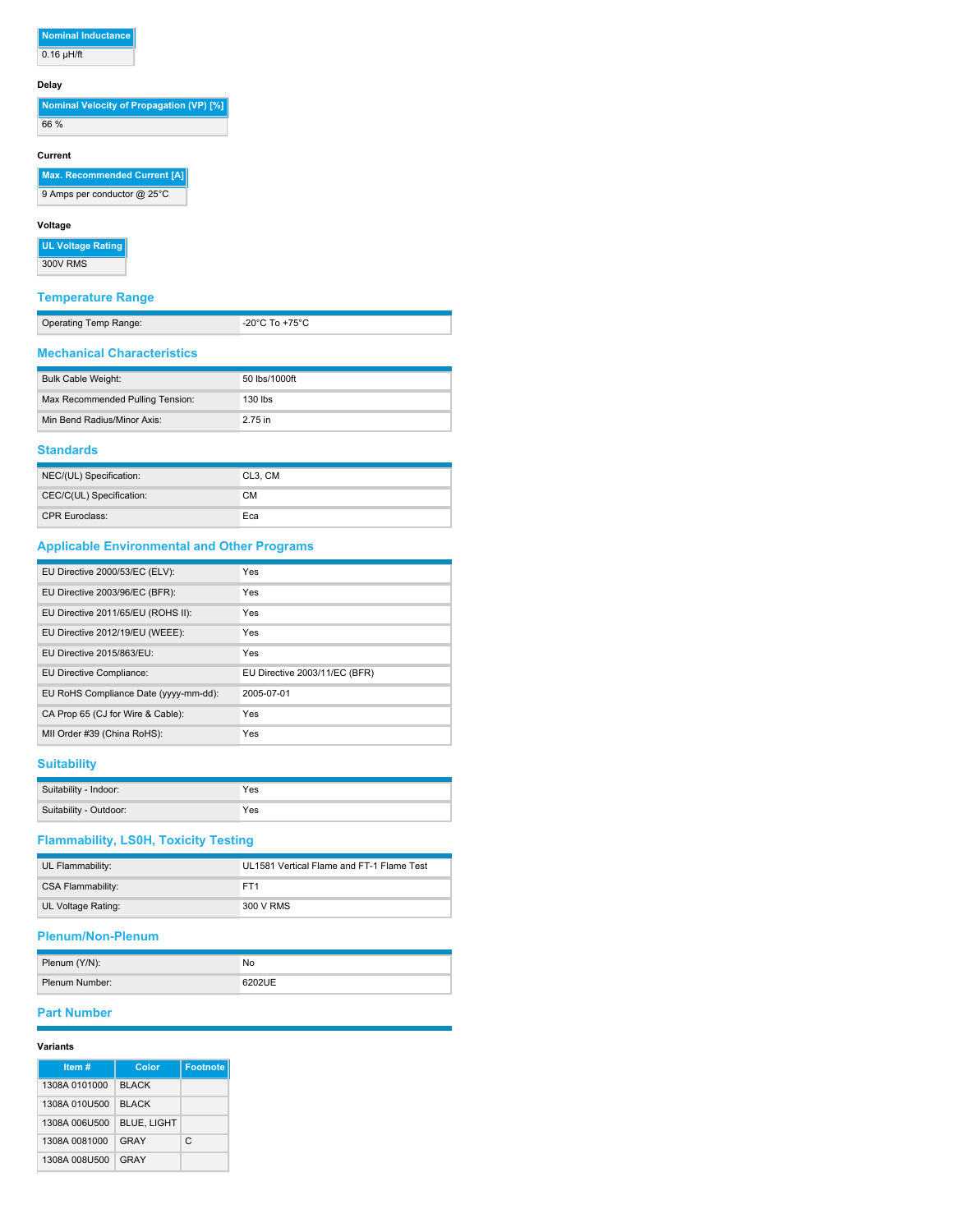| Nominal Inductance |
| --- |
| 0.16 µH/ft |

#### Delay

| Nominal Velocity of Propagation (VP) [%] |
| --- |
| 66 % |

#### Current

| Max. Recommended Current [A] |
| --- |
| 9 Amps per conductor @ 25°C |

#### Voltage

| UL Voltage Rating |
| --- |
| 300V RMS |

## Temperature Range

| | |
| --- | --- |
| Operating Temp Range: | -20°C To +75°C |

## Mechanical Characteristics

| | |
| --- | --- |
| Bulk Cable Weight: | 50 lbs/1000ft |
| Max Recommended Pulling Tension: | 130 lbs |
| Min Bend Radius/Minor Axis: | 2.75 in |

## Standards

| | |
| --- | --- |
| NEC/(UL) Specification: | CL3, CM |
| CEC/C(UL) Specification: | CM |
| CPR Euroclass: | Eca |

## Applicable Environmental and Other Programs

| | |
| --- | --- |
| EU Directive 2000/53/EC (ELV): | Yes |
| EU Directive 2003/96/EC (BFR): | Yes |
| EU Directive 2011/65/EU (ROHS II): | Yes |
| EU Directive 2012/19/EU (WEEE): | Yes |
| EU Directive 2015/863/EU: | Yes |
| EU Directive Compliance: | EU Directive 2003/11/EC (BFR) |
| EU RoHS Compliance Date (yyyy-mm-dd): | 2005-07-01 |
| CA Prop 65 (CJ for Wire & Cable): | Yes |
| MII Order #39 (China RoHS): | Yes |

## Suitability

| | |
| --- | --- |
| Suitability - Indoor: | Yes |
| Suitability - Outdoor: | Yes |

## Flammability, LS0H, Toxicity Testing

| | |
| --- | --- |
| UL Flammability: | UL1581 Vertical Flame and FT-1 Flame Test |
| CSA Flammability: | FT1 |
| UL Voltage Rating: | 300 V RMS |

## Plenum/Non-Plenum

| | |
| --- | --- |
| Plenum (Y/N): | No |
| Plenum Number: | 6202UE |

## Part Number

#### Variants

| Item # | Color | Footnote |
| --- | --- | --- |
| 1308A 0101000 | BLACK | |
| 1308A 010U500 | BLACK | |
| 1308A 006U500 | BLUE, LIGHT | |
| 1308A 0081000 | GRAY | C |
| 1308A 008U500 | GRAY | |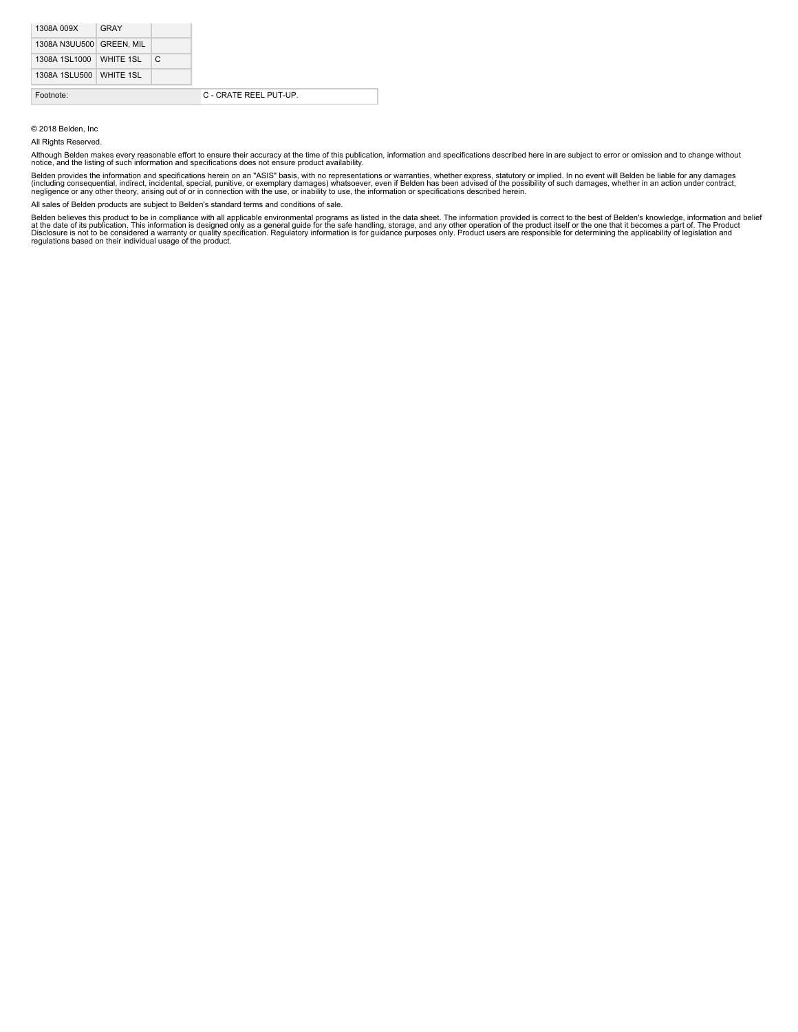| | | |
|---|---|---|
| 1308A 009X | GRAY | |
| 1308A N3UU500 | GREEN, MIL | |
| 1308A 1SL1000 | WHITE 1SL | C |
| 1308A 1SLU500 | WHITE 1SL | |

| | |
|---|---|
| Footnote: | C - CRATE REEL PUT-UP. |

© 2018 Belden, Inc

All Rights Reserved.

Although Belden makes every reasonable effort to ensure their accuracy at the time of this publication, information and specifications described here in are subject to error or omission and to change without notice, and the listing of such information and specifications does not ensure product availability.

Belden provides the information and specifications herein on an "ASIS" basis, with no representations or warranties, whether express, statutory or implied. In no event will Belden be liable for any damages (including consequential, indirect, incidental, special, punitive, or exemplary damages) whatsoever, even if Belden has been advised of the possibility of such damages, whether in an action under contract, negligence or any other theory, arising out of or in connection with the use, or inability to use, the information or specifications described herein.

All sales of Belden products are subject to Belden's standard terms and conditions of sale.

Belden believes this product to be in compliance with all applicable environmental programs as listed in the data sheet. The information provided is correct to the best of Belden's knowledge, information and belief at the date of its publication. This information is designed only as a general guide for the safe handling, storage, and any other operation of the product itself or the one that it becomes a part of. The Product Disclosure is not to be considered a warranty or quality specification. Regulatory information is for guidance purposes only. Product users are responsible for determining the applicability of legislation and regulations based on their individual usage of the product.